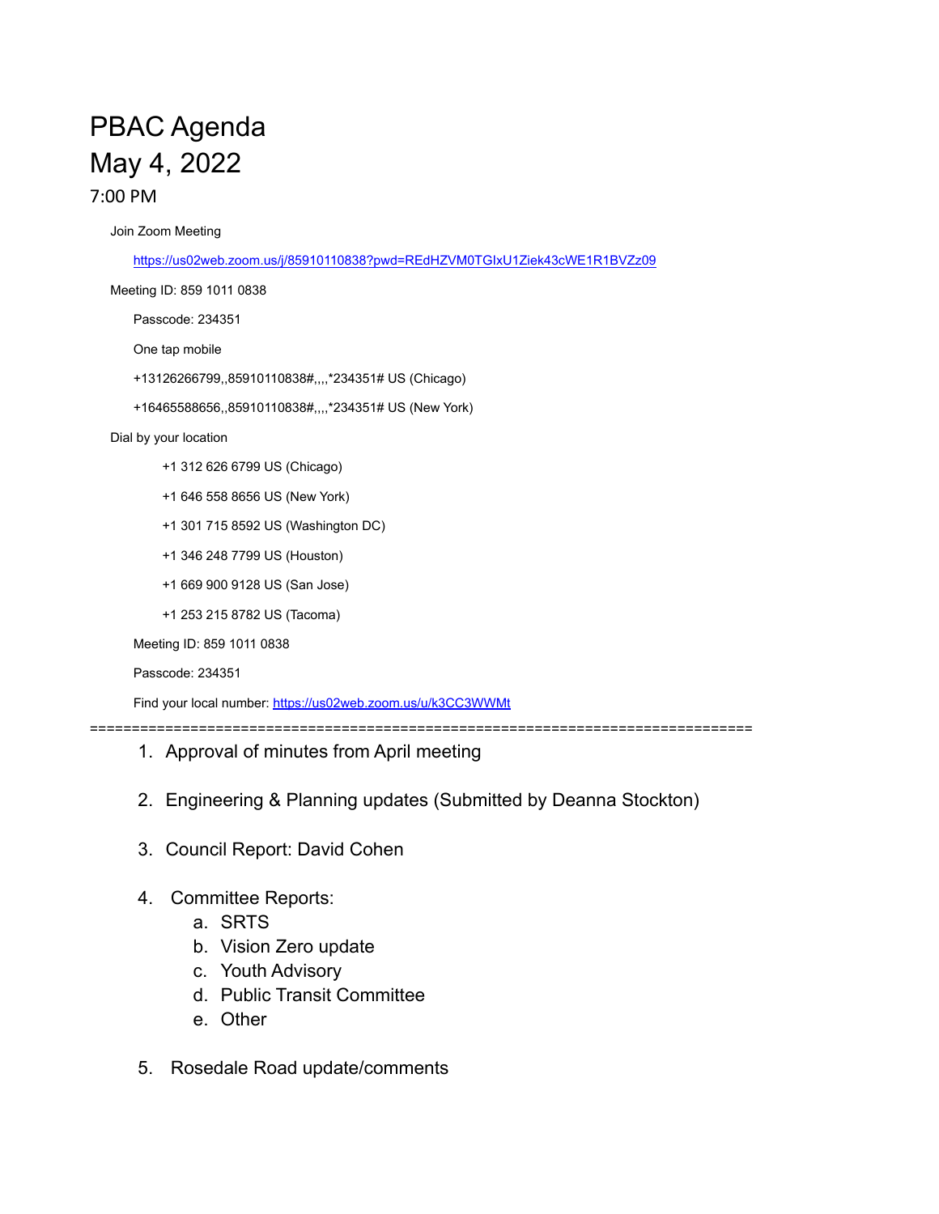# PBAC Agenda

# May 4, 2022

## 7:00 PM

Join Zoom Meeting

https://us02web.zoom.us/j/85910110838?pwd=REdHZVM0TGIxU1Ziek43cWE1R1BVZz09

Meeting ID: 859 1011 0838

Passcode: 234351

One tap mobile

+13126266799,,85910110838#,,,,*234351# US (Chicago)

+16465588656,,85910110838#,,,,*234351# US (New York)

Dial by your location

+1 312 626 6799 US (Chicago)

+1 646 558 8656 US (New York)

+1 301 715 8592 US (Washington DC)

+1 346 248 7799 US (Houston)

+1 669 900 9128 US (San Jose)

+1 253 215 8782 US (Tacoma)

Meeting ID: 859 1011 0838

Passcode: 234351

Find your local number: https://us02web.zoom.us/u/k3CC3WWMt

================================================================================

1. Approval of minutes from April meeting

2. Engineering & Planning updates (Submitted by Deanna Stockton)

3. Council Report: David Cohen

4. Committee Reports:
   a. SRTS
   b. Vision Zero update
   c. Youth Advisory
   d. Public Transit Committee
   e. Other

5. Rosedale Road update/comments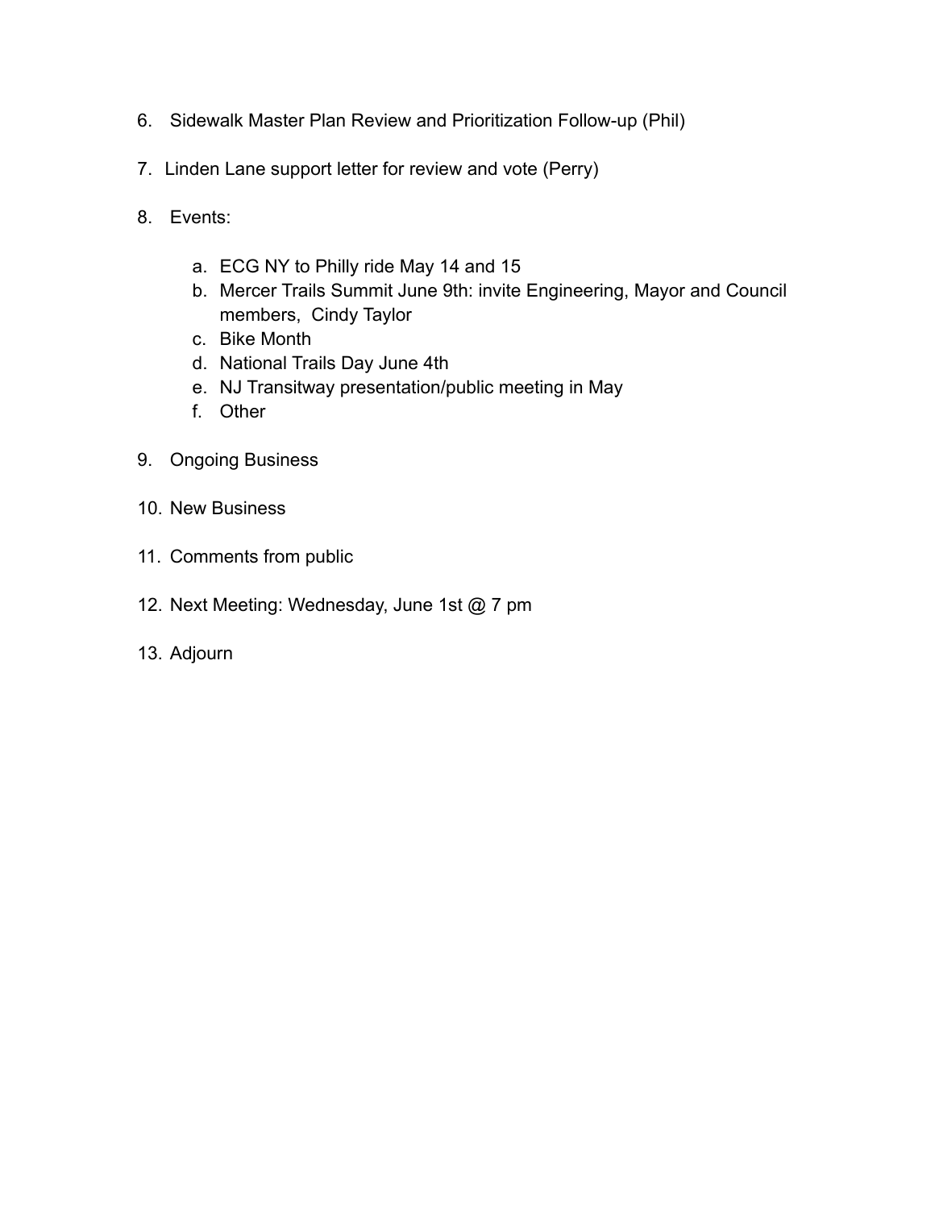6. Sidewalk Master Plan Review and Prioritization Follow-up (Phil)

7. Linden Lane support letter for review and vote (Perry)

8. Events:

   a. ECG NY to Philly ride May 14 and 15
   b. Mercer Trails Summit June 9th: invite Engineering, Mayor and Council members, Cindy Taylor
   c. Bike Month
   d. National Trails Day June 4th
   e. NJ Transitway presentation/public meeting in May
   f. Other

9. Ongoing Business

10. New Business

11. Comments from public

12. Next Meeting: Wednesday, June 1st @ 7 pm

13. Adjourn